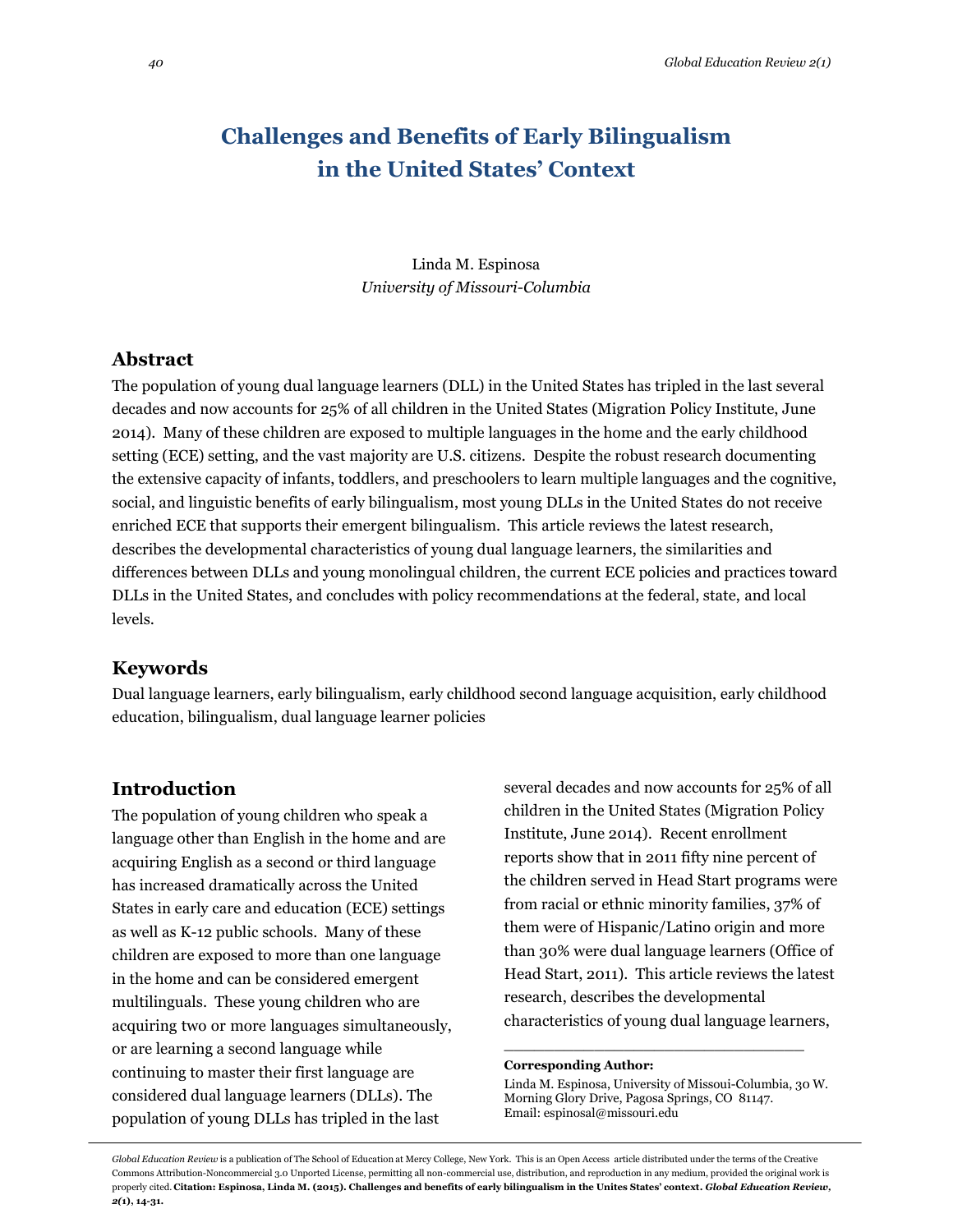# Challenges and Benefits of Early Bilingualism in the United States' Context

Linda M. Espinosa
*University of Missouri-Columbia*

## Abstract

The population of young dual language learners (DLL) in the United States has tripled in the last several decades and now accounts for 25% of all children in the United States (Migration Policy Institute, June 2014). Many of these children are exposed to multiple languages in the home and the early childhood setting (ECE) setting, and the vast majority are U.S. citizens. Despite the robust research documenting the extensive capacity of infants, toddlers, and preschoolers to learn multiple languages and the cognitive, social, and linguistic benefits of early bilingualism, most young DLLs in the United States do not receive enriched ECE that supports their emergent bilingualism. This article reviews the latest research, describes the developmental characteristics of young dual language learners, the similarities and differences between DLLs and young monolingual children, the current ECE policies and practices toward DLLs in the United States, and concludes with policy recommendations at the federal, state, and local levels.

## Keywords

Dual language learners, early bilingualism, early childhood second language acquisition, early childhood education, bilingualism, dual language learner policies

## Introduction

The population of young children who speak a language other than English in the home and are acquiring English as a second or third language has increased dramatically across the United States in early care and education (ECE) settings as well as K-12 public schools. Many of these children are exposed to more than one language in the home and can be considered emergent multilinguals. These young children who are acquiring two or more languages simultaneously, or are learning a second language while continuing to master their first language are considered dual language learners (DLLs). The population of young DLLs has tripled in the last several decades and now accounts for 25% of all children in the United States (Migration Policy Institute, June 2014). Recent enrollment reports show that in 2011 fifty nine percent of the children served in Head Start programs were from racial or ethnic minority families, 37% of them were of Hispanic/Latino origin and more than 30% were dual language learners (Office of Head Start, 2011). This article reviews the latest research, describes the developmental characteristics of young dual language learners,

---

**Corresponding Author:**
Linda M. Espinosa, University of Missoui-Columbia, 30 W. Morning Glory Drive, Pagosa Springs, CO 81147.
Email: espinosal@missouri.edu

*Global Education Review* is a publication of The School of Education at Mercy College, New York. This is an Open Access article distributed under the terms of the Creative Commons Attribution-Noncommercial 3.0 Unported License, permitting all non-commercial use, distribution, and reproduction in any medium, provided the original work is properly cited. **Citation: Espinosa, Linda M. (2015). Challenges and benefits of early bilingualism in the Unites States' context. *Global Education Review, 2*(1), 14-31.**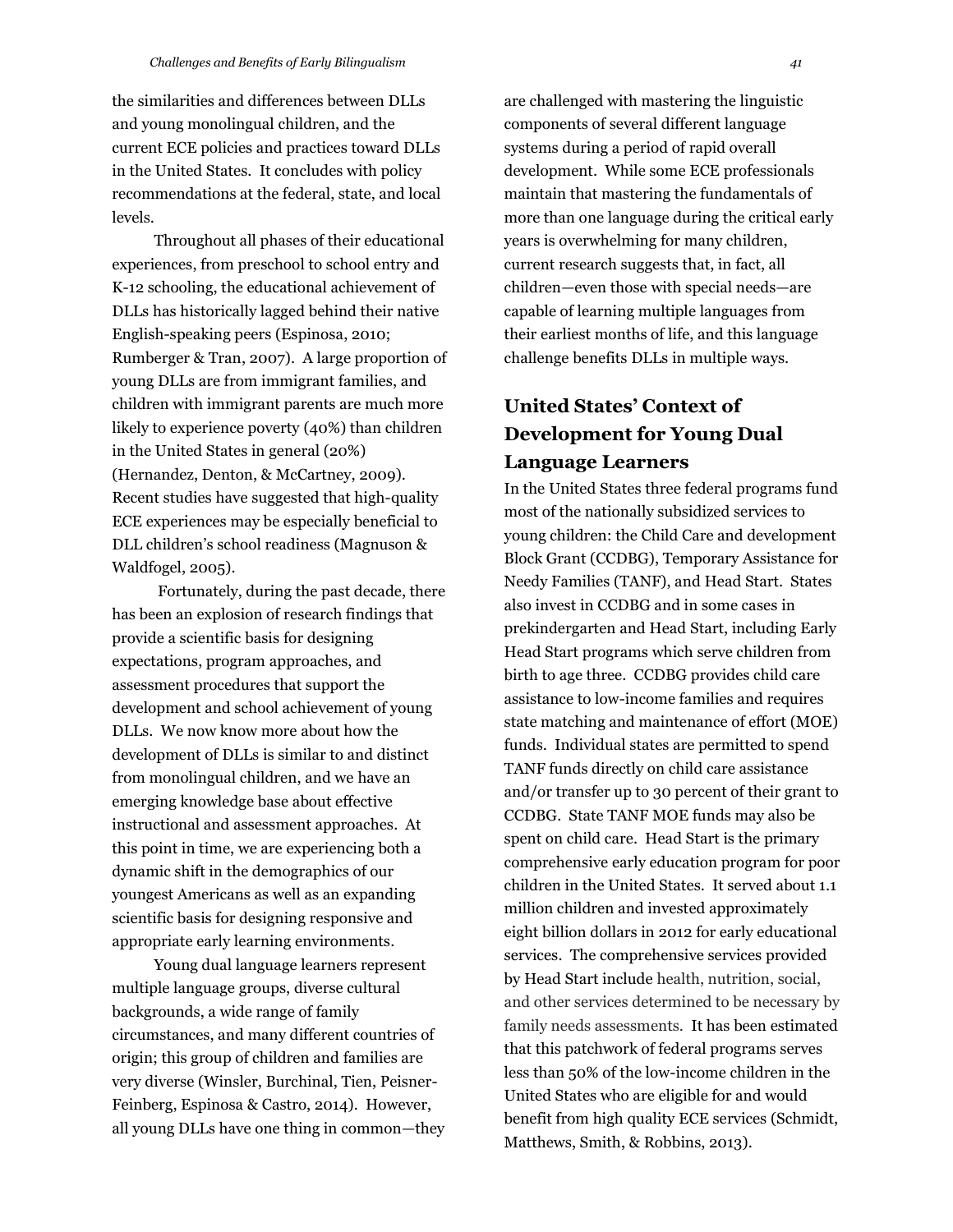the similarities and differences between DLLs and young monolingual children, and the current ECE policies and practices toward DLLs in the United States. It concludes with policy recommendations at the federal, state, and local levels.

Throughout all phases of their educational experiences, from preschool to school entry and K-12 schooling, the educational achievement of DLLs has historically lagged behind their native English-speaking peers (Espinosa, 2010; Rumberger & Tran, 2007). A large proportion of young DLLs are from immigrant families, and children with immigrant parents are much more likely to experience poverty (40%) than children in the United States in general (20%) (Hernandez, Denton, & McCartney, 2009). Recent studies have suggested that high-quality ECE experiences may be especially beneficial to DLL children's school readiness (Magnuson & Waldfogel, 2005).

Fortunately, during the past decade, there has been an explosion of research findings that provide a scientific basis for designing expectations, program approaches, and assessment procedures that support the development and school achievement of young DLLs. We now know more about how the development of DLLs is similar to and distinct from monolingual children, and we have an emerging knowledge base about effective instructional and assessment approaches. At this point in time, we are experiencing both a dynamic shift in the demographics of our youngest Americans as well as an expanding scientific basis for designing responsive and appropriate early learning environments.

Young dual language learners represent multiple language groups, diverse cultural backgrounds, a wide range of family circumstances, and many different countries of origin; this group of children and families are very diverse (Winsler, Burchinal, Tien, Peisner-Feinberg, Espinosa & Castro, 2014). However, all young DLLs have one thing in common—they are challenged with mastering the linguistic components of several different language systems during a period of rapid overall development. While some ECE professionals maintain that mastering the fundamentals of more than one language during the critical early years is overwhelming for many children, current research suggests that, in fact, all children—even those with special needs—are capable of learning multiple languages from their earliest months of life, and this language challenge benefits DLLs in multiple ways.

## United States' Context of Development for Young Dual Language Learners

In the United States three federal programs fund most of the nationally subsidized services to young children: the Child Care and development Block Grant (CCDBG), Temporary Assistance for Needy Families (TANF), and Head Start. States also invest in CCDBG and in some cases in prekindergarten and Head Start, including Early Head Start programs which serve children from birth to age three. CCDBG provides child care assistance to low-income families and requires state matching and maintenance of effort (MOE) funds. Individual states are permitted to spend TANF funds directly on child care assistance and/or transfer up to 30 percent of their grant to CCDBG. State TANF MOE funds may also be spent on child care. Head Start is the primary comprehensive early education program for poor children in the United States. It served about 1.1 million children and invested approximately eight billion dollars in 2012 for early educational services. The comprehensive services provided by Head Start include health, nutrition, social, and other services determined to be necessary by family needs assessments. It has been estimated that this patchwork of federal programs serves less than 50% of the low-income children in the United States who are eligible for and would benefit from high quality ECE services (Schmidt, Matthews, Smith, & Robbins, 2013).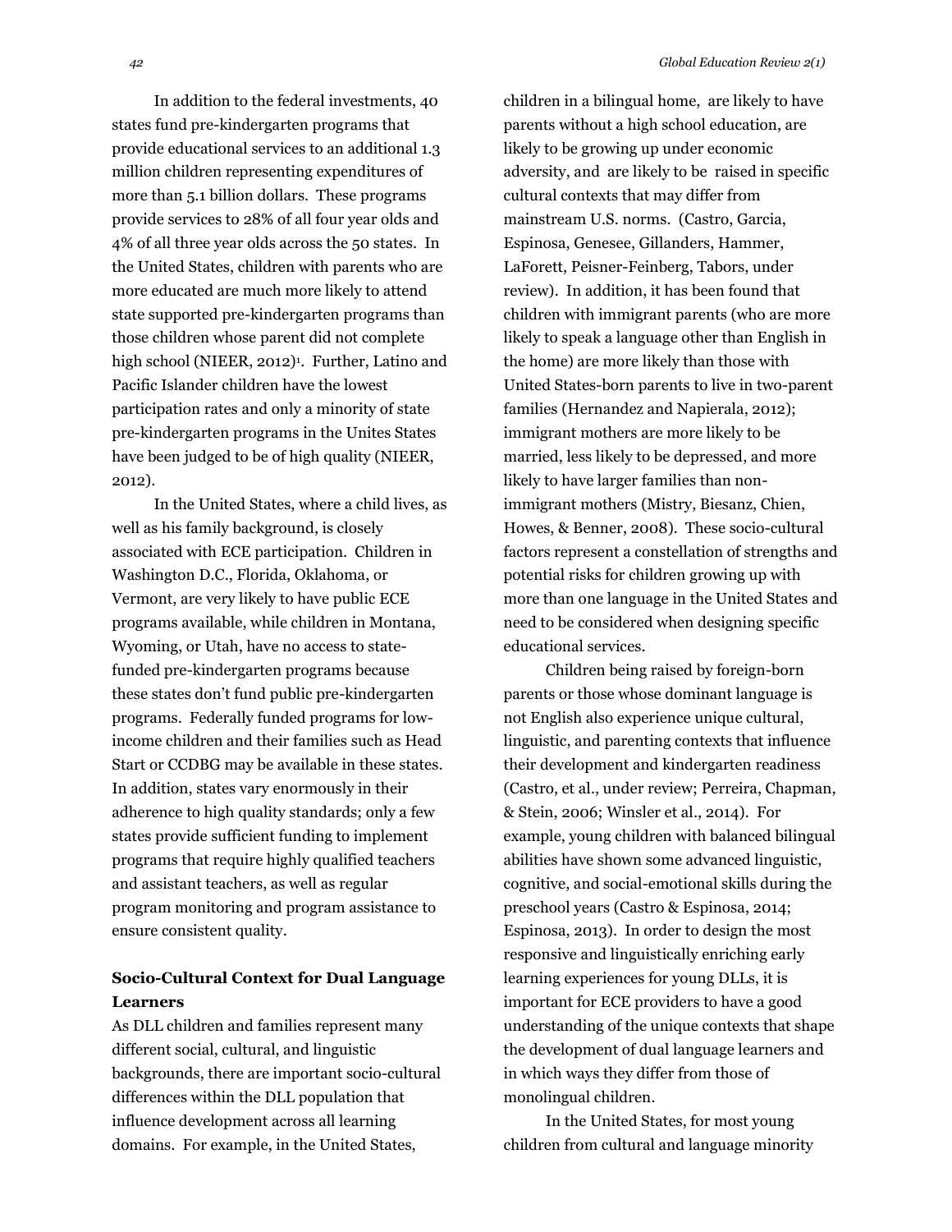In addition to the federal investments, 40 states fund pre-kindergarten programs that provide educational services to an additional 1.3 million children representing expenditures of more than 5.1 billion dollars. These programs provide services to 28% of all four year olds and 4% of all three year olds across the 50 states. In the United States, children with parents who are more educated are much more likely to attend state supported pre-kindergarten programs than those children whose parent did not complete high school (NIEER, 2012)[1]. Further, Latino and Pacific Islander children have the lowest participation rates and only a minority of state pre-kindergarten programs in the Unites States have been judged to be of high quality (NIEER, 2012).

In the United States, where a child lives, as well as his family background, is closely associated with ECE participation. Children in Washington D.C., Florida, Oklahoma, or Vermont, are very likely to have public ECE programs available, while children in Montana, Wyoming, or Utah, have no access to state-funded pre-kindergarten programs because these states don't fund public pre-kindergarten programs. Federally funded programs for low-income children and their families such as Head Start or CCDBG may be available in these states. In addition, states vary enormously in their adherence to high quality standards; only a few states provide sufficient funding to implement programs that require highly qualified teachers and assistant teachers, as well as regular program monitoring and program assistance to ensure consistent quality.

## Socio-Cultural Context for Dual Language Learners

As DLL children and families represent many different social, cultural, and linguistic backgrounds, there are important socio-cultural differences within the DLL population that influence development across all learning domains. For example, in the United States, children in a bilingual home, are likely to have parents without a high school education, are likely to be growing up under economic adversity, and are likely to be raised in specific cultural contexts that may differ from mainstream U.S. norms. (Castro, Garcia, Espinosa, Genesee, Gillanders, Hammer, LaForett, Peisner-Feinberg, Tabors, under review). In addition, it has been found that children with immigrant parents (who are more likely to speak a language other than English in the home) are more likely than those with United States-born parents to live in two-parent families (Hernandez and Napierala, 2012); immigrant mothers are more likely to be married, less likely to be depressed, and more likely to have larger families than non-immigrant mothers (Mistry, Biesanz, Chien, Howes, & Benner, 2008). These socio-cultural factors represent a constellation of strengths and potential risks for children growing up with more than one language in the United States and need to be considered when designing specific educational services.

Children being raised by foreign-born parents or those whose dominant language is not English also experience unique cultural, linguistic, and parenting contexts that influence their development and kindergarten readiness (Castro, et al., under review; Perreira, Chapman, & Stein, 2006; Winsler et al., 2014). For example, young children with balanced bilingual abilities have shown some advanced linguistic, cognitive, and social-emotional skills during the preschool years (Castro & Espinosa, 2014; Espinosa, 2013). In order to design the most responsive and linguistically enriching early learning experiences for young DLLs, it is important for ECE providers to have a good understanding of the unique contexts that shape the development of dual language learners and in which ways they differ from those of monolingual children.

In the United States, for most young children from cultural and language minority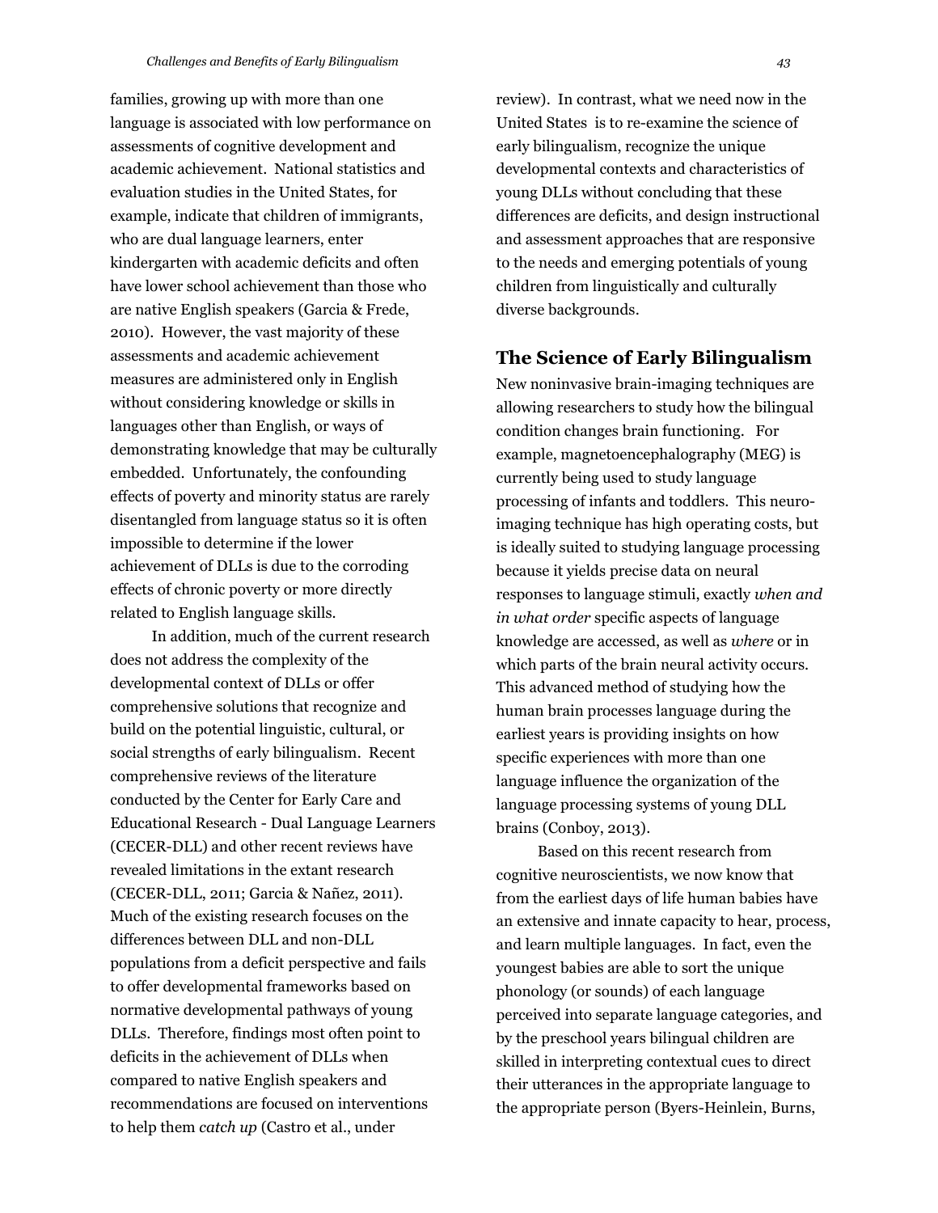families, growing up with more than one language is associated with low performance on assessments of cognitive development and academic achievement. National statistics and evaluation studies in the United States, for example, indicate that children of immigrants, who are dual language learners, enter kindergarten with academic deficits and often have lower school achievement than those who are native English speakers (Garcia & Frede, 2010). However, the vast majority of these assessments and academic achievement measures are administered only in English without considering knowledge or skills in languages other than English, or ways of demonstrating knowledge that may be culturally embedded. Unfortunately, the confounding effects of poverty and minority status are rarely disentangled from language status so it is often impossible to determine if the lower achievement of DLLs is due to the corroding effects of chronic poverty or more directly related to English language skills.

In addition, much of the current research does not address the complexity of the developmental context of DLLs or offer comprehensive solutions that recognize and build on the potential linguistic, cultural, or social strengths of early bilingualism. Recent comprehensive reviews of the literature conducted by the Center for Early Care and Educational Research - Dual Language Learners (CECER-DLL) and other recent reviews have revealed limitations in the extant research (CECER-DLL, 2011; Garcia & Nañez, 2011). Much of the existing research focuses on the differences between DLL and non-DLL populations from a deficit perspective and fails to offer developmental frameworks based on normative developmental pathways of young DLLs. Therefore, findings most often point to deficits in the achievement of DLLs when compared to native English speakers and recommendations are focused on interventions to help them *catch up* (Castro et al., under review). In contrast, what we need now in the United States is to re-examine the science of early bilingualism, recognize the unique developmental contexts and characteristics of young DLLs without concluding that these differences are deficits, and design instructional and assessment approaches that are responsive to the needs and emerging potentials of young children from linguistically and culturally diverse backgrounds.

## The Science of Early Bilingualism

New noninvasive brain-imaging techniques are allowing researchers to study how the bilingual condition changes brain functioning. For example, magnetoencephalography (MEG) is currently being used to study language processing of infants and toddlers. This neuro-imaging technique has high operating costs, but is ideally suited to studying language processing because it yields precise data on neural responses to language stimuli, exactly *when and in what order* specific aspects of language knowledge are accessed, as well as *where* or in which parts of the brain neural activity occurs. This advanced method of studying how the human brain processes language during the earliest years is providing insights on how specific experiences with more than one language influence the organization of the language processing systems of young DLL brains (Conboy, 2013).

Based on this recent research from cognitive neuroscientists, we now know that from the earliest days of life human babies have an extensive and innate capacity to hear, process, and learn multiple languages. In fact, even the youngest babies are able to sort the unique phonology (or sounds) of each language perceived into separate language categories, and by the preschool years bilingual children are skilled in interpreting contextual cues to direct their utterances in the appropriate language to the appropriate person (Byers-Heinlein, Burns,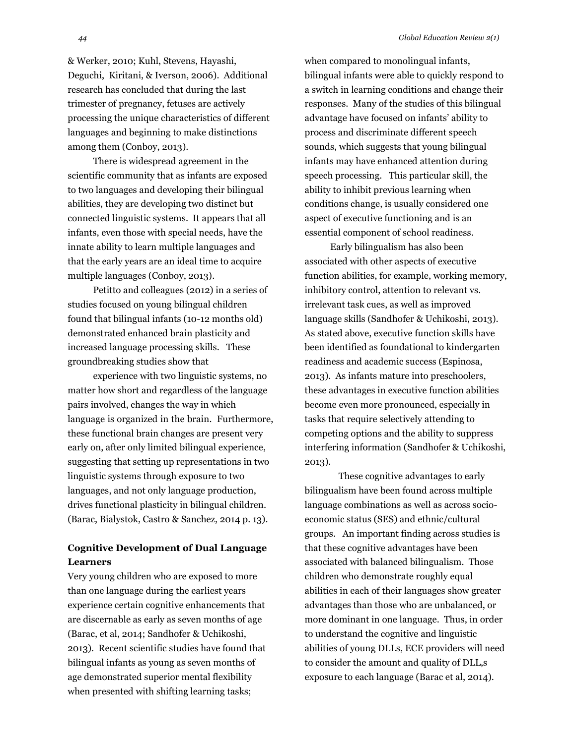& Werker, 2010; Kuhl, Stevens, Hayashi, Deguchi, Kiritani, & Iverson, 2006). Additional research has concluded that during the last trimester of pregnancy, fetuses are actively processing the unique characteristics of different languages and beginning to make distinctions among them (Conboy, 2013).

There is widespread agreement in the scientific community that as infants are exposed to two languages and developing their bilingual abilities, they are developing two distinct but connected linguistic systems. It appears that all infants, even those with special needs, have the innate ability to learn multiple languages and that the early years are an ideal time to acquire multiple languages (Conboy, 2013).

Petitto and colleagues (2012) in a series of studies focused on young bilingual children found that bilingual infants (10-12 months old) demonstrated enhanced brain plasticity and increased language processing skills. These groundbreaking studies show that

> experience with two linguistic systems, no matter how short and regardless of the language pairs involved, changes the way in which language is organized in the brain. Furthermore, these functional brain changes are present very early on, after only limited bilingual experience, suggesting that setting up representations in two linguistic systems through exposure to two languages, and not only language production, drives functional plasticity in bilingual children. (Barac, Bialystok, Castro & Sanchez, 2014 p. 13).

### Cognitive Development of Dual Language Learners

Very young children who are exposed to more than one language during the earliest years experience certain cognitive enhancements that are discernable as early as seven months of age (Barac, et al, 2014; Sandhofer & Uchikoshi, 2013). Recent scientific studies have found that bilingual infants as young as seven months of age demonstrated superior mental flexibility when presented with shifting learning tasks; when compared to monolingual infants, bilingual infants were able to quickly respond to a switch in learning conditions and change their responses. Many of the studies of this bilingual advantage have focused on infants' ability to process and discriminate different speech sounds, which suggests that young bilingual infants may have enhanced attention during speech processing. This particular skill, the ability to inhibit previous learning when conditions change, is usually considered one aspect of executive functioning and is an essential component of school readiness.

Early bilingualism has also been associated with other aspects of executive function abilities, for example, working memory, inhibitory control, attention to relevant vs. irrelevant task cues, as well as improved language skills (Sandhofer & Uchikoshi, 2013). As stated above, executive function skills have been identified as foundational to kindergarten readiness and academic success (Espinosa, 2013). As infants mature into preschoolers, these advantages in executive function abilities become even more pronounced, especially in tasks that require selectively attending to competing options and the ability to suppress interfering information (Sandhofer & Uchikoshi, 2013).

These cognitive advantages to early bilingualism have been found across multiple language combinations as well as across socio-economic status (SES) and ethnic/cultural groups. An important finding across studies is that these cognitive advantages have been associated with balanced bilingualism. Those children who demonstrate roughly equal abilities in each of their languages show greater advantages than those who are unbalanced, or more dominant in one language. Thus, in order to understand the cognitive and linguistic abilities of young DLLs, ECE providers will need to consider the amount and quality of DLL,s exposure to each language (Barac et al, 2014).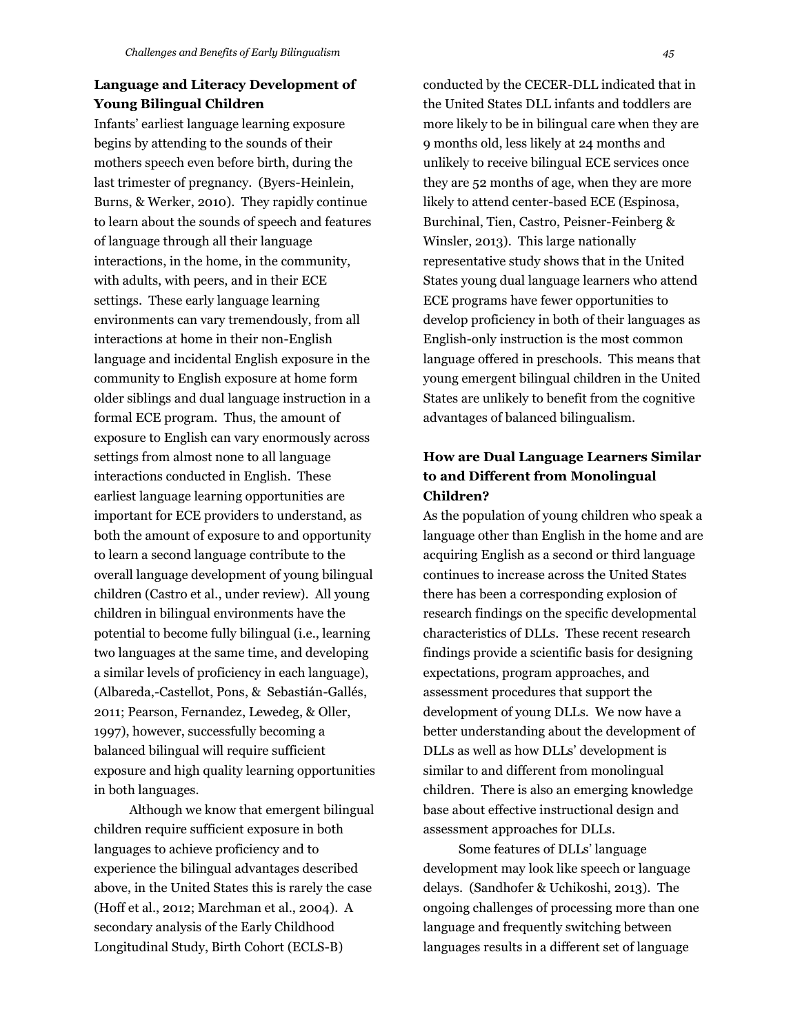### Language and Literacy Development of Young Bilingual Children

Infants' earliest language learning exposure begins by attending to the sounds of their mothers speech even before birth, during the last trimester of pregnancy. (Byers-Heinlein, Burns, & Werker, 2010). They rapidly continue to learn about the sounds of speech and features of language through all their language interactions, in the home, in the community, with adults, with peers, and in their ECE settings. These early language learning environments can vary tremendously, from all interactions at home in their non-English language and incidental English exposure in the community to English exposure at home form older siblings and dual language instruction in a formal ECE program. Thus, the amount of exposure to English can vary enormously across settings from almost none to all language interactions conducted in English. These earliest language learning opportunities are important for ECE providers to understand, as both the amount of exposure to and opportunity to learn a second language contribute to the overall language development of young bilingual children (Castro et al., under review). All young children in bilingual environments have the potential to become fully bilingual (i.e., learning two languages at the same time, and developing a similar levels of proficiency in each language), (Albareda,-Castellot, Pons, & Sebastián-Gallés, 2011; Pearson, Fernandez, Lewedeg, & Oller, 1997), however, successfully becoming a balanced bilingual will require sufficient exposure and high quality learning opportunities in both languages.

Although we know that emergent bilingual children require sufficient exposure in both languages to achieve proficiency and to experience the bilingual advantages described above, in the United States this is rarely the case (Hoff et al., 2012; Marchman et al., 2004). A secondary analysis of the Early Childhood Longitudinal Study, Birth Cohort (ECLS-B) conducted by the CECER-DLL indicated that in the United States DLL infants and toddlers are more likely to be in bilingual care when they are 9 months old, less likely at 24 months and unlikely to receive bilingual ECE services once they are 52 months of age, when they are more likely to attend center-based ECE (Espinosa, Burchinal, Tien, Castro, Peisner-Feinberg & Winsler, 2013). This large nationally representative study shows that in the United States young dual language learners who attend ECE programs have fewer opportunities to develop proficiency in both of their languages as English-only instruction is the most common language offered in preschools. This means that young emergent bilingual children in the United States are unlikely to benefit from the cognitive advantages of balanced bilingualism.

### How are Dual Language Learners Similar to and Different from Monolingual Children?

As the population of young children who speak a language other than English in the home and are acquiring English as a second or third language continues to increase across the United States there has been a corresponding explosion of research findings on the specific developmental characteristics of DLLs. These recent research findings provide a scientific basis for designing expectations, program approaches, and assessment procedures that support the development of young DLLs. We now have a better understanding about the development of DLLs as well as how DLLs' development is similar to and different from monolingual children. There is also an emerging knowledge base about effective instructional design and assessment approaches for DLLs.

Some features of DLLs' language development may look like speech or language delays. (Sandhofer & Uchikoshi, 2013). The ongoing challenges of processing more than one language and frequently switching between languages results in a different set of language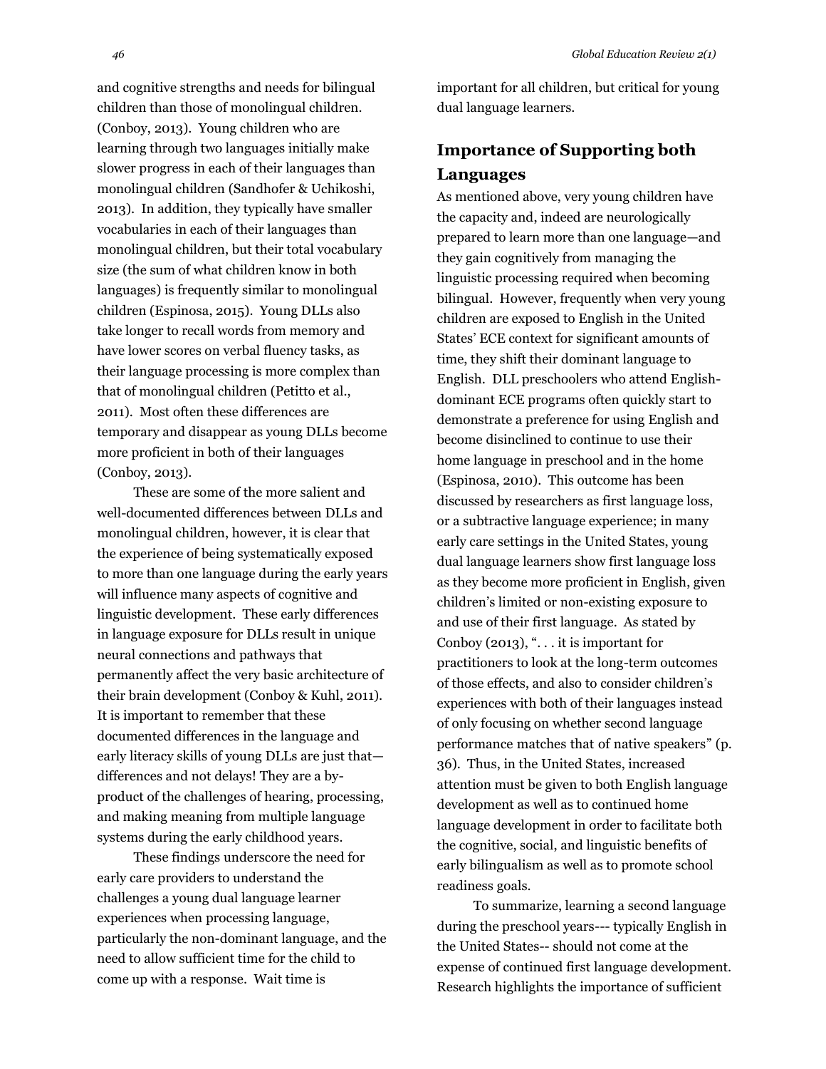and cognitive strengths and needs for bilingual children than those of monolingual children. (Conboy, 2013). Young children who are learning through two languages initially make slower progress in each of their languages than monolingual children (Sandhofer & Uchikoshi, 2013). In addition, they typically have smaller vocabularies in each of their languages than monolingual children, but their total vocabulary size (the sum of what children know in both languages) is frequently similar to monolingual children (Espinosa, 2015). Young DLLs also take longer to recall words from memory and have lower scores on verbal fluency tasks, as their language processing is more complex than that of monolingual children (Petitto et al., 2011). Most often these differences are temporary and disappear as young DLLs become more proficient in both of their languages (Conboy, 2013).

These are some of the more salient and well-documented differences between DLLs and monolingual children, however, it is clear that the experience of being systematically exposed to more than one language during the early years will influence many aspects of cognitive and linguistic development. These early differences in language exposure for DLLs result in unique neural connections and pathways that permanently affect the very basic architecture of their brain development (Conboy & Kuhl, 2011). It is important to remember that these documented differences in the language and early literacy skills of young DLLs are just that—differences and not delays! They are a by-product of the challenges of hearing, processing, and making meaning from multiple language systems during the early childhood years.

These findings underscore the need for early care providers to understand the challenges a young dual language learner experiences when processing language, particularly the non-dominant language, and the need to allow sufficient time for the child to come up with a response. Wait time is important for all children, but critical for young dual language learners.

## Importance of Supporting both Languages

As mentioned above, very young children have the capacity and, indeed are neurologically prepared to learn more than one language—and they gain cognitively from managing the linguistic processing required when becoming bilingual. However, frequently when very young children are exposed to English in the United States' ECE context for significant amounts of time, they shift their dominant language to English. DLL preschoolers who attend English-dominant ECE programs often quickly start to demonstrate a preference for using English and become disinclined to continue to use their home language in preschool and in the home (Espinosa, 2010). This outcome has been discussed by researchers as first language loss, or a subtractive language experience; in many early care settings in the United States, young dual language learners show first language loss as they become more proficient in English, given children's limited or non-existing exposure to and use of their first language. As stated by Conboy (2013), ". . . it is important for practitioners to look at the long-term outcomes of those effects, and also to consider children's experiences with both of their languages instead of only focusing on whether second language performance matches that of native speakers" (p. 36). Thus, in the United States, increased attention must be given to both English language development as well as to continued home language development in order to facilitate both the cognitive, social, and linguistic benefits of early bilingualism as well as to promote school readiness goals.

To summarize, learning a second language during the preschool years--- typically English in the United States-- should not come at the expense of continued first language development. Research highlights the importance of sufficient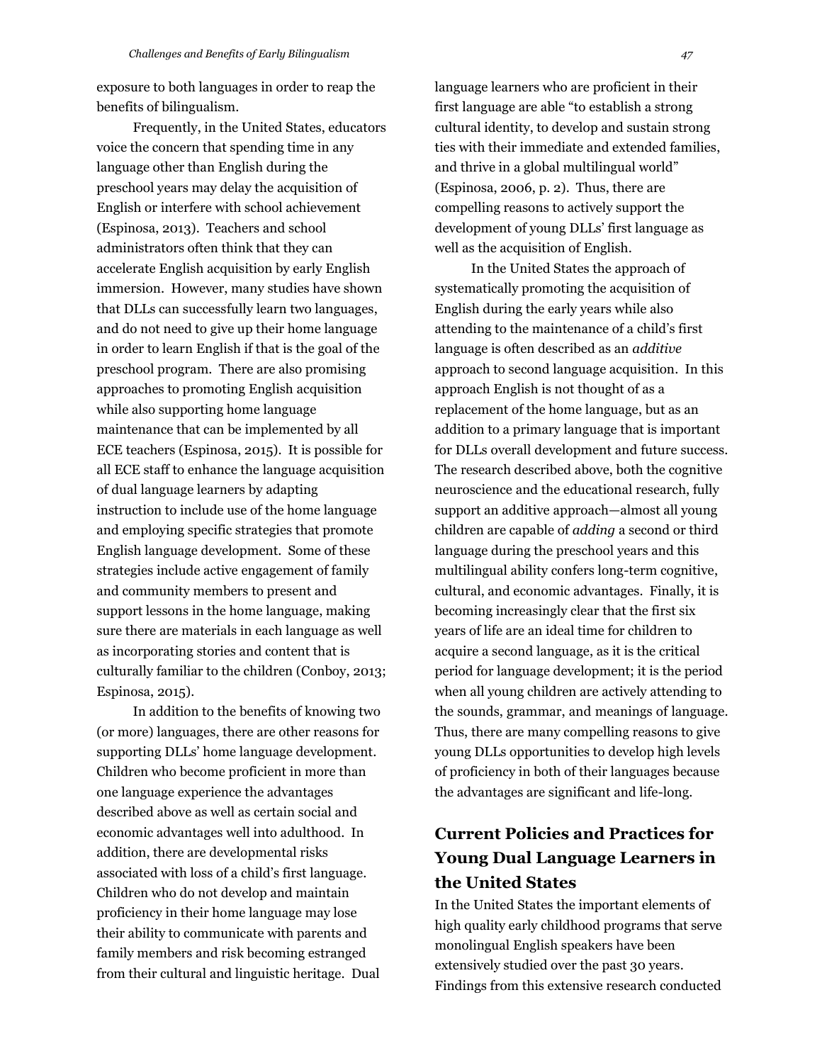exposure to both languages in order to reap the benefits of bilingualism.

Frequently, in the United States, educators voice the concern that spending time in any language other than English during the preschool years may delay the acquisition of English or interfere with school achievement (Espinosa, 2013). Teachers and school administrators often think that they can accelerate English acquisition by early English immersion. However, many studies have shown that DLLs can successfully learn two languages, and do not need to give up their home language in order to learn English if that is the goal of the preschool program. There are also promising approaches to promoting English acquisition while also supporting home language maintenance that can be implemented by all ECE teachers (Espinosa, 2015). It is possible for all ECE staff to enhance the language acquisition of dual language learners by adapting instruction to include use of the home language and employing specific strategies that promote English language development. Some of these strategies include active engagement of family and community members to present and support lessons in the home language, making sure there are materials in each language as well as incorporating stories and content that is culturally familiar to the children (Conboy, 2013; Espinosa, 2015).

In addition to the benefits of knowing two (or more) languages, there are other reasons for supporting DLLs' home language development. Children who become proficient in more than one language experience the advantages described above as well as certain social and economic advantages well into adulthood. In addition, there are developmental risks associated with loss of a child's first language. Children who do not develop and maintain proficiency in their home language may lose their ability to communicate with parents and family members and risk becoming estranged from their cultural and linguistic heritage. Dual language learners who are proficient in their first language are able "to establish a strong cultural identity, to develop and sustain strong ties with their immediate and extended families, and thrive in a global multilingual world" (Espinosa, 2006, p. 2). Thus, there are compelling reasons to actively support the development of young DLLs' first language as well as the acquisition of English.

In the United States the approach of systematically promoting the acquisition of English during the early years while also attending to the maintenance of a child's first language is often described as an *additive* approach to second language acquisition. In this approach English is not thought of as a replacement of the home language, but as an addition to a primary language that is important for DLLs overall development and future success. The research described above, both the cognitive neuroscience and the educational research, fully support an additive approach—almost all young children are capable of *adding* a second or third language during the preschool years and this multilingual ability confers long-term cognitive, cultural, and economic advantages. Finally, it is becoming increasingly clear that the first six years of life are an ideal time for children to acquire a second language, as it is the critical period for language development; it is the period when all young children are actively attending to the sounds, grammar, and meanings of language. Thus, there are many compelling reasons to give young DLLs opportunities to develop high levels of proficiency in both of their languages because the advantages are significant and life-long.

## Current Policies and Practices for Young Dual Language Learners in the United States

In the United States the important elements of high quality early childhood programs that serve monolingual English speakers have been extensively studied over the past 30 years. Findings from this extensive research conducted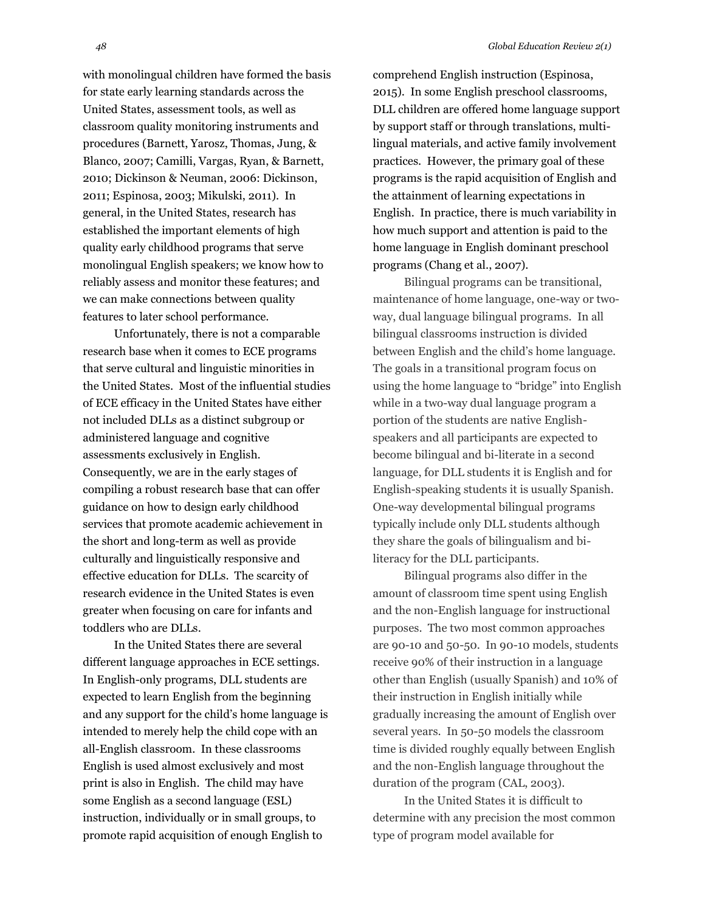with monolingual children have formed the basis for state early learning standards across the United States, assessment tools, as well as classroom quality monitoring instruments and procedures (Barnett, Yarosz, Thomas, Jung, & Blanco, 2007; Camilli, Vargas, Ryan, & Barnett, 2010; Dickinson & Neuman, 2006: Dickinson, 2011; Espinosa, 2003; Mikulski, 2011). In general, in the United States, research has established the important elements of high quality early childhood programs that serve monolingual English speakers; we know how to reliably assess and monitor these features; and we can make connections between quality features to later school performance.

Unfortunately, there is not a comparable research base when it comes to ECE programs that serve cultural and linguistic minorities in the United States. Most of the influential studies of ECE efficacy in the United States have either not included DLLs as a distinct subgroup or administered language and cognitive assessments exclusively in English. Consequently, we are in the early stages of compiling a robust research base that can offer guidance on how to design early childhood services that promote academic achievement in the short and long-term as well as provide culturally and linguistically responsive and effective education for DLLs. The scarcity of research evidence in the United States is even greater when focusing on care for infants and toddlers who are DLLs.

In the United States there are several different language approaches in ECE settings. In English-only programs, DLL students are expected to learn English from the beginning and any support for the child's home language is intended to merely help the child cope with an all-English classroom. In these classrooms English is used almost exclusively and most print is also in English. The child may have some English as a second language (ESL) instruction, individually or in small groups, to promote rapid acquisition of enough English to comprehend English instruction (Espinosa, 2015). In some English preschool classrooms, DLL children are offered home language support by support staff or through translations, multi-lingual materials, and active family involvement practices. However, the primary goal of these programs is the rapid acquisition of English and the attainment of learning expectations in English. In practice, there is much variability in how much support and attention is paid to the home language in English dominant preschool programs (Chang et al., 2007).

Bilingual programs can be transitional, maintenance of home language, one-way or two-way, dual language bilingual programs. In all bilingual classrooms instruction is divided between English and the child's home language. The goals in a transitional program focus on using the home language to "bridge" into English while in a two-way dual language program a portion of the students are native English-speakers and all participants are expected to become bilingual and bi-literate in a second language, for DLL students it is English and for English-speaking students it is usually Spanish. One-way developmental bilingual programs typically include only DLL students although they share the goals of bilingualism and bi-literacy for the DLL participants.

Bilingual programs also differ in the amount of classroom time spent using English and the non-English language for instructional purposes. The two most common approaches are 90-10 and 50-50. In 90-10 models, students receive 90% of their instruction in a language other than English (usually Spanish) and 10% of their instruction in English initially while gradually increasing the amount of English over several years. In 50-50 models the classroom time is divided roughly equally between English and the non-English language throughout the duration of the program (CAL, 2003).

In the United States it is difficult to determine with any precision the most common type of program model available for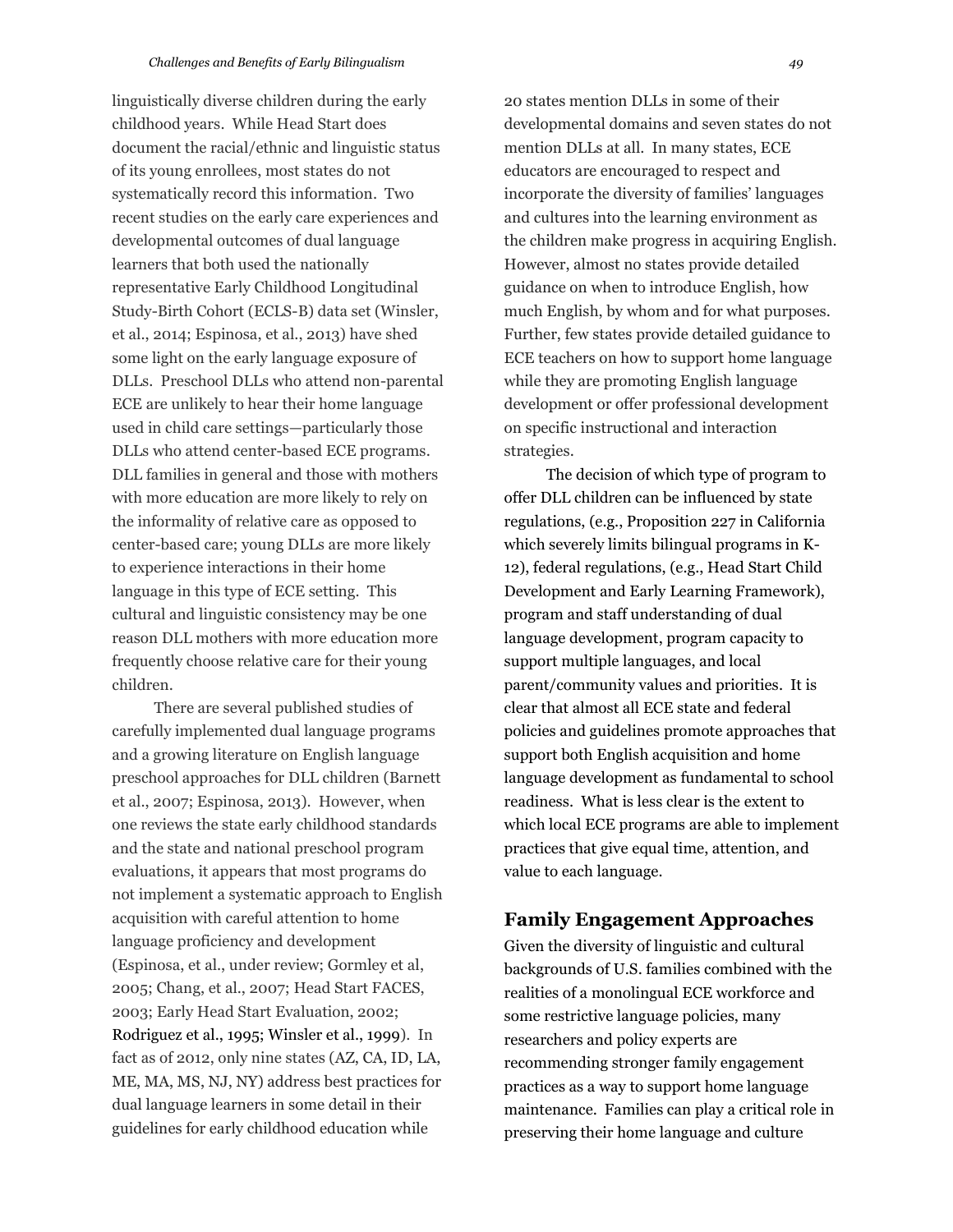linguistically diverse children during the early childhood years. While Head Start does document the racial/ethnic and linguistic status of its young enrollees, most states do not systematically record this information. Two recent studies on the early care experiences and developmental outcomes of dual language learners that both used the nationally representative Early Childhood Longitudinal Study-Birth Cohort (ECLS-B) data set (Winsler, et al., 2014; Espinosa, et al., 2013) have shed some light on the early language exposure of DLLs. Preschool DLLs who attend non-parental ECE are unlikely to hear their home language used in child care settings—particularly those DLLs who attend center-based ECE programs. DLL families in general and those with mothers with more education are more likely to rely on the informality of relative care as opposed to center-based care; young DLLs are more likely to experience interactions in their home language in this type of ECE setting. This cultural and linguistic consistency may be one reason DLL mothers with more education more frequently choose relative care for their young children.

There are several published studies of carefully implemented dual language programs and a growing literature on English language preschool approaches for DLL children (Barnett et al., 2007; Espinosa, 2013). However, when one reviews the state early childhood standards and the state and national preschool program evaluations, it appears that most programs do not implement a systematic approach to English acquisition with careful attention to home language proficiency and development (Espinosa, et al., under review; Gormley et al, 2005; Chang, et al., 2007; Head Start FACES, 2003; Early Head Start Evaluation, 2002; Rodriguez et al., 1995; Winsler et al., 1999). In fact as of 2012, only nine states (AZ, CA, ID, LA, ME, MA, MS, NJ, NY) address best practices for dual language learners in some detail in their guidelines for early childhood education while 20 states mention DLLs in some of their developmental domains and seven states do not mention DLLs at all. In many states, ECE educators are encouraged to respect and incorporate the diversity of families' languages and cultures into the learning environment as the children make progress in acquiring English. However, almost no states provide detailed guidance on when to introduce English, how much English, by whom and for what purposes. Further, few states provide detailed guidance to ECE teachers on how to support home language while they are promoting English language development or offer professional development on specific instructional and interaction strategies.

The decision of which type of program to offer DLL children can be influenced by state regulations, (e.g., Proposition 227 in California which severely limits bilingual programs in K-12), federal regulations, (e.g., Head Start Child Development and Early Learning Framework), program and staff understanding of dual language development, program capacity to support multiple languages, and local parent/community values and priorities. It is clear that almost all ECE state and federal policies and guidelines promote approaches that support both English acquisition and home language development as fundamental to school readiness. What is less clear is the extent to which local ECE programs are able to implement practices that give equal time, attention, and value to each language.

## Family Engagement Approaches

Given the diversity of linguistic and cultural backgrounds of U.S. families combined with the realities of a monolingual ECE workforce and some restrictive language policies, many researchers and policy experts are recommending stronger family engagement practices as a way to support home language maintenance. Families can play a critical role in preserving their home language and culture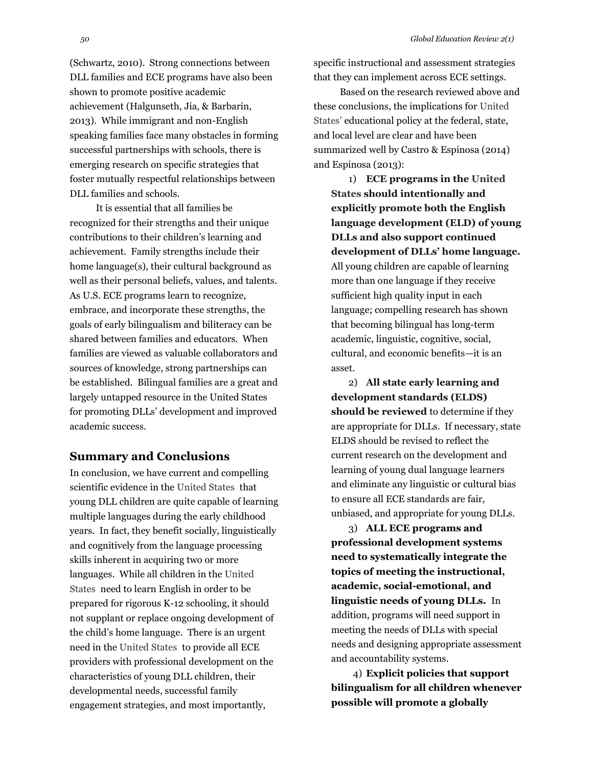(Schwartz, 2010). Strong connections between DLL families and ECE programs have also been shown to promote positive academic achievement (Halgunseth, Jia, & Barbarin, 2013). While immigrant and non-English speaking families face many obstacles in forming successful partnerships with schools, there is emerging research on specific strategies that foster mutually respectful relationships between DLL families and schools.

It is essential that all families be recognized for their strengths and their unique contributions to their children's learning and achievement. Family strengths include their home language(s), their cultural background as well as their personal beliefs, values, and talents. As U.S. ECE programs learn to recognize, embrace, and incorporate these strengths, the goals of early bilingualism and biliteracy can be shared between families and educators. When families are viewed as valuable collaborators and sources of knowledge, strong partnerships can be established. Bilingual families are a great and largely untapped resource in the United States for promoting DLLs' development and improved academic success.

## Summary and Conclusions

In conclusion, we have current and compelling scientific evidence in the United States that young DLL children are quite capable of learning multiple languages during the early childhood years. In fact, they benefit socially, linguistically and cognitively from the language processing skills inherent in acquiring two or more languages. While all children in the United States need to learn English in order to be prepared for rigorous K-12 schooling, it should not supplant or replace ongoing development of the child's home language. There is an urgent need in the United States to provide all ECE providers with professional development on the characteristics of young DLL children, their developmental needs, successful family engagement strategies, and most importantly, specific instructional and assessment strategies that they can implement across ECE settings.

Based on the research reviewed above and these conclusions, the implications for United States' educational policy at the federal, state, and local level are clear and have been summarized well by Castro & Espinosa (2014) and Espinosa (2013):

1) **ECE programs in the United States should intentionally and explicitly promote both the English language development (ELD) of young DLLs and also support continued development of DLLs' home language.** All young children are capable of learning more than one language if they receive sufficient high quality input in each language; compelling research has shown that becoming bilingual has long-term academic, linguistic, cognitive, social, cultural, and economic benefits—it is an asset.

2) **All state early learning and development standards (ELDS) should be reviewed** to determine if they are appropriate for DLLs. If necessary, state ELDS should be revised to reflect the current research on the development and learning of young dual language learners and eliminate any linguistic or cultural bias to ensure all ECE standards are fair, unbiased, and appropriate for young DLLs.

3) **ALL ECE programs and professional development systems need to systematically integrate the topics of meeting the instructional, academic, social-emotional, and linguistic needs of young DLLs.** In addition, programs will need support in meeting the needs of DLLs with special needs and designing appropriate assessment and accountability systems.

4) **Explicit policies that support bilingualism for all children whenever possible will promote a globally**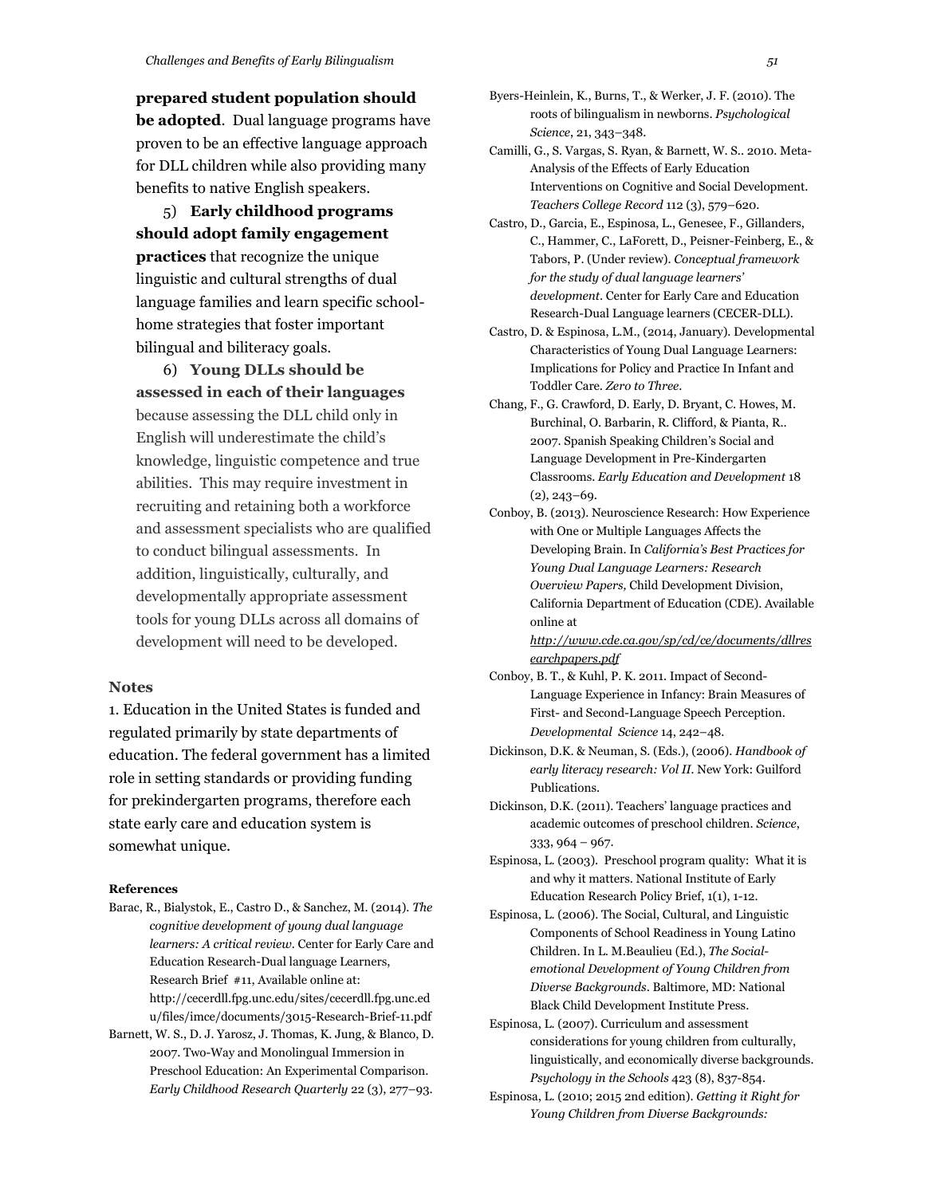**prepared student population should be adopted**. Dual language programs have proven to be an effective language approach for DLL children while also providing many benefits to native English speakers.

5) **Early childhood programs should adopt family engagement practices** that recognize the unique linguistic and cultural strengths of dual language families and learn specific school-home strategies that foster important bilingual and biliteracy goals.

6) **Young DLLs should be assessed in each of their languages** because assessing the DLL child only in English will underestimate the child's knowledge, linguistic competence and true abilities. This may require investment in recruiting and retaining both a workforce and assessment specialists who are qualified to conduct bilingual assessments. In addition, linguistically, culturally, and developmentally appropriate assessment tools for young DLLs across all domains of development will need to be developed.

### Notes

1. Education in the United States is funded and regulated primarily by state departments of education. The federal government has a limited role in setting standards or providing funding for prekindergarten programs, therefore each state early care and education system is somewhat unique.

#### References

Barac, R., Bialystok, E., Castro D., & Sanchez, M. (2014). *The cognitive development of young dual language learners: A critical review*. Center for Early Care and Education Research-Dual language Learners, Research Brief #11, Available online at: http://cecerdll.fpg.unc.edu/sites/cecerdll.fpg.unc.edu/files/imce/documents/3015-Research-Brief-11.pdf

Barnett, W. S., D. J. Yarosz, J. Thomas, K. Jung, & Blanco, D. 2007. Two-Way and Monolingual Immersion in Preschool Education: An Experimental Comparison. *Early Childhood Research Quarterly* 22 (3), 277–93.

Byers-Heinlein, K., Burns, T., & Werker, J. F. (2010). The roots of bilingualism in newborns. *Psychological Science*, 21, 343–348.

Camilli, G., S. Vargas, S. Ryan, & Barnett, W. S.. 2010. Meta-Analysis of the Effects of Early Education Interventions on Cognitive and Social Development. *Teachers College Record* 112 (3), 579–620.

Castro, D., Garcia, E., Espinosa, L., Genesee, F., Gillanders, C., Hammer, C., LaForett, D., Peisner-Feinberg, E., & Tabors, P. (Under review). *Conceptual framework for the study of dual language learners' development*. Center for Early Care and Education Research-Dual Language learners (CECER-DLL).

Castro, D. & Espinosa, L.M., (2014, January). Developmental Characteristics of Young Dual Language Learners: Implications for Policy and Practice In Infant and Toddler Care. *Zero to Three*.

Chang, F., G. Crawford, D. Early, D. Bryant, C. Howes, M. Burchinal, O. Barbarin, R. Clifford, & Pianta, R.. 2007. Spanish Speaking Children's Social and Language Development in Pre-Kindergarten Classrooms. *Early Education and Development* 18 (2), 243–69.

Conboy, B. (2013). Neuroscience Research: How Experience with One or Multiple Languages Affects the Developing Brain. In *California's Best Practices for Young Dual Language Learners: Research Overview Papers,* Child Development Division, California Department of Education (CDE). Available online at *http://www.cde.ca.gov/sp/cd/ce/documents/dllresearchpapers.pdf*

Conboy, B. T., & Kuhl, P. K. 2011. Impact of Second-Language Experience in Infancy: Brain Measures of First- and Second-Language Speech Perception. *Developmental Science* 14, 242–48.

Dickinson, D.K. & Neuman, S. (Eds.), (2006). *Handbook of early literacy research: Vol II*. New York: Guilford Publications.

Dickinson, D.K. (2011). Teachers' language practices and academic outcomes of preschool children. *Science*, 333, 964 – 967.

Espinosa, L. (2003). Preschool program quality: What it is and why it matters. National Institute of Early Education Research Policy Brief, 1(1), 1-12.

Espinosa, L. (2006). The Social, Cultural, and Linguistic Components of School Readiness in Young Latino Children. In L. M.Beaulieu (Ed.), *The Social-emotional Development of Young Children from Diverse Backgrounds*. Baltimore, MD: National Black Child Development Institute Press.

Espinosa, L. (2007). Curriculum and assessment considerations for young children from culturally, linguistically, and economically diverse backgrounds. *Psychology in the Schools* 423 (8), 837-854.

Espinosa, L. (2010; 2015 2nd edition). *Getting it Right for Young Children from Diverse Backgrounds:*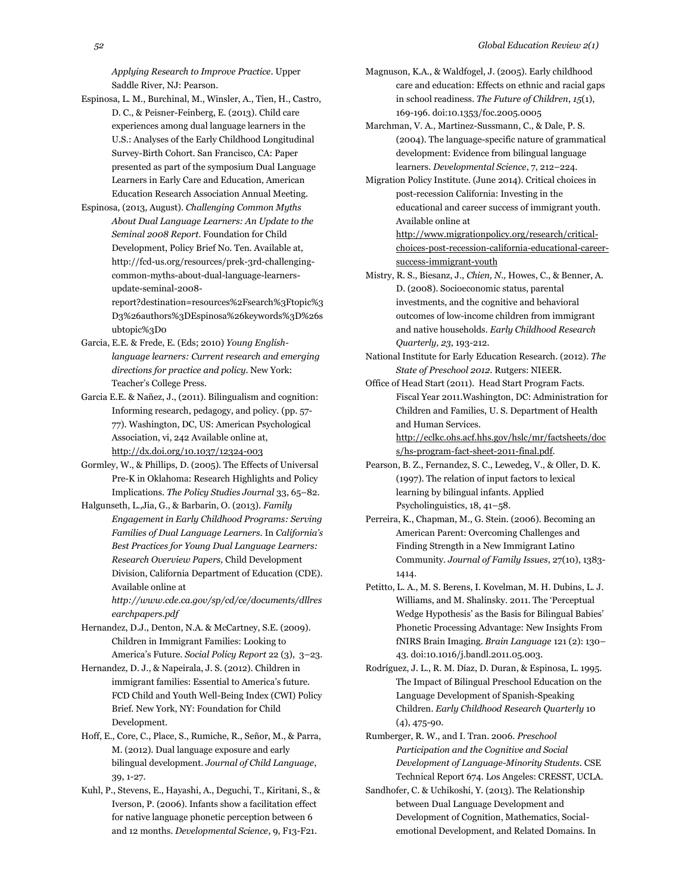*Applying Research to Improve Practice*. Upper Saddle River, NJ: Pearson.

Espinosa, L. M., Burchinal, M., Winsler, A., Tien, H., Castro, D. C., & Peisner-Feinberg, E. (2013). Child care experiences among dual language learners in the U.S.: Analyses of the Early Childhood Longitudinal Survey-Birth Cohort. San Francisco, CA: Paper presented as part of the symposium Dual Language Learners in Early Care and Education, American Education Research Association Annual Meeting.

Espinosa, (2013, August). *Challenging Common Myths About Dual Language Learners: An Update to the Seminal 2008 Report*. Foundation for Child Development, Policy Brief No. Ten. Available at, http://fcd-us.org/resources/prek-3rd-challenging-common-myths-about-dual-language-learners-update-seminal-2008-report?destination=resources%2Fsearch%3Ftopic%3D3%26authors%3DEspinosa%26keywords%3D%26subtopic%3D0

Garcia, E.E. & Frede, E. (Eds; 2010) *Young English-language learners: Current research and emerging directions for practice and policy*. New York: Teacher's College Press.

Garcia E.E. & Nañez, J., (2011). Bilingualism and cognition: Informing research, pedagogy, and policy. (pp. 57-77). Washington, DC, US: American Psychological Association, vi, 242 Available online at, http://dx.doi.org/10.1037/12324-003

Gormley, W., & Phillips, D. (2005). The Effects of Universal Pre-K in Oklahoma: Research Highlights and Policy Implications. *The Policy Studies Journal* 33, 65–82.

Halgunseth, L.,Jia, G., & Barbarin, O. (2013). *Family Engagement in Early Childhood Programs: Serving Families of Dual Language Learners.* In *California's Best Practices for Young Dual Language Learners: Research Overview Papers,* Child Development Division, California Department of Education (CDE). Available online at *http://www.cde.ca.gov/sp/cd/ce/documents/dllresearchpapers.pdf*

Hernandez, D.J., Denton, N.A. & McCartney, S.E. (2009). Children in Immigrant Families: Looking to America's Future. *Social Policy Report* 22 (3), 3–23.

Hernandez, D. J., & Napeirala, J. S. (2012). Children in immigrant families: Essential to America's future. FCD Child and Youth Well-Being Index (CWI) Policy Brief. New York, NY: Foundation for Child Development.

Hoff, E., Core, C., Place, S., Rumiche, R., Señor, M., & Parra, M. (2012). Dual language exposure and early bilingual development. *Journal of Child Language*, 39, 1-27.

Kuhl, P., Stevens, E., Hayashi, A., Deguchi, T., Kiritani, S., & Iverson, P. (2006). Infants show a facilitation effect for native language phonetic perception between 6 and 12 months. *Developmental Science*, 9, F13-F21.

Magnuson, K.A., & Waldfogel, J. (2005). Early childhood care and education: Effects on ethnic and racial gaps in school readiness. *The Future of Children*, *15*(1), 169-196. doi:10.1353/foc.2005.0005

Marchman, V. A., Martinez-Sussmann, C., & Dale, P. S. (2004). The language-specific nature of grammatical development: Evidence from bilingual language learners. *Developmental Science*, 7, 212–224.

Migration Policy Institute. (June 2014). Critical choices in post-recession California: Investing in the educational and career success of immigrant youth. Available online at http://www.migrationpolicy.org/research/critical-choices-post-recession-california-educational-career-success-immigrant-youth

Mistry, R. S., Biesanz, J., *Chien, N.,* Howes, C., & Benner, A. D. (2008). Socioeconomic status, parental investments, and the cognitive and behavioral outcomes of low-income children from immigrant and native households. *Early Childhood Research Quarterly, 23,* 193-212.

National Institute for Early Education Research. (2012). *The State of Preschool 2012*. Rutgers: NIEER.

Office of Head Start (2011). Head Start Program Facts. Fiscal Year 2011.Washington, DC: Administration for Children and Families, U. S. Department of Health and Human Services. http://eclkc.ohs.acf.hhs.gov/hslc/mr/factsheets/docs/hs-program-fact-sheet-2011-final.pdf.

Pearson, B. Z., Fernandez, S. C., Lewedeg, V., & Oller, D. K. (1997). The relation of input factors to lexical learning by bilingual infants. Applied Psycholinguistics, 18, 41–58.

Perreira, K., Chapman, M., G. Stein. (2006). Becoming an American Parent: Overcoming Challenges and Finding Strength in a New Immigrant Latino Community. *Journal of Family Issues*, 27(10), 1383-1414.

Petitto, L. A., M. S. Berens, I. Kovelman, M. H. Dubins, L. J. Williams, and M. Shalinsky. 2011. The 'Perceptual Wedge Hypothesis' as the Basis for Bilingual Babies' Phonetic Processing Advantage: New Insights From fNIRS Brain Imaging. *Brain Language* 121 (2): 130–43. doi:10.1016/j.bandl.2011.05.003.

Rodríguez, J. L., R. M. Díaz, D. Duran, & Espinosa, L. 1995. The Impact of Bilingual Preschool Education on the Language Development of Spanish-Speaking Children. *Early Childhood Research Quarterly* 10 (4), 475-90.

Rumberger, R. W., and I. Tran. 2006. *Preschool Participation and the Cognitive and Social Development of Language-Minority Students.* CSE Technical Report 674. Los Angeles: CRESST, UCLA.

Sandhofer, C. & Uchikoshi, Y. (2013). The Relationship between Dual Language Development and Development of Cognition, Mathematics, Social-emotional Development, and Related Domains. In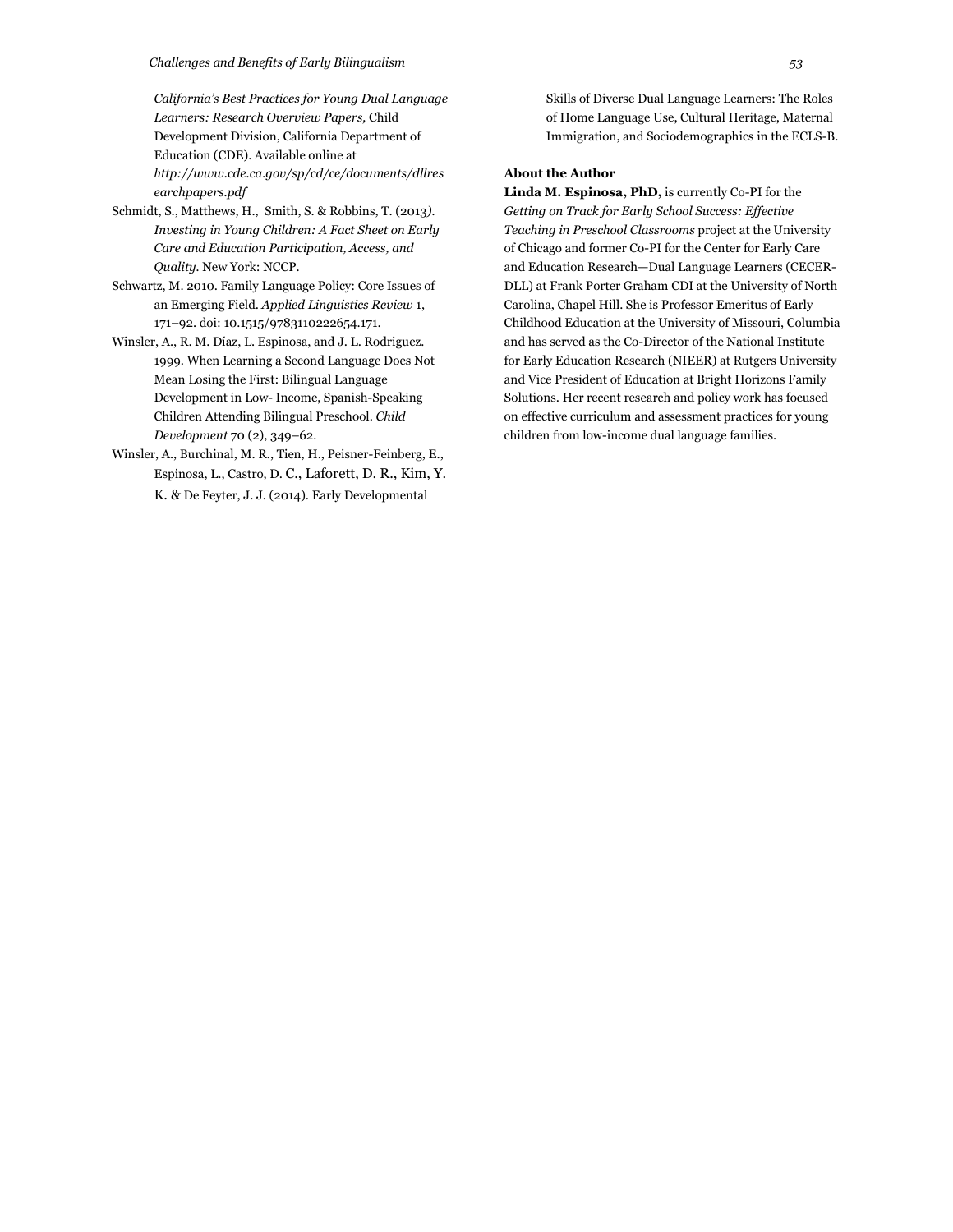*California's Best Practices for Young Dual Language Learners: Research Overview Papers,* Child Development Division, California Department of Education (CDE). Available online at *http://www.cde.ca.gov/sp/cd/ce/documents/dllresearchpapers.pdf*

Schmidt, S., Matthews, H., Smith, S. & Robbins, T. (2013). *Investing in Young Children: A Fact Sheet on Early Care and Education Participation, Access, and Quality.* New York: NCCP.

Schwartz, M. 2010. Family Language Policy: Core Issues of an Emerging Field. *Applied Linguistics Review* 1, 171–92. doi: 10.1515/9783110222654.171.

Winsler, A., R. M. Díaz, L. Espinosa, and J. L. Rodriguez. 1999. When Learning a Second Language Does Not Mean Losing the First: Bilingual Language Development in Low- Income, Spanish-Speaking Children Attending Bilingual Preschool. *Child Development* 70 (2), 349–62.

Winsler, A., Burchinal, M. R., Tien, H., Peisner-Feinberg, E., Espinosa, L., Castro, D. C., Laforett, D. R., Kim, Y. K. & De Feyter, J. J. (2014). Early Developmental Skills of Diverse Dual Language Learners: The Roles of Home Language Use, Cultural Heritage, Maternal Immigration, and Sociodemographics in the ECLS-B.

**About the Author**

**Linda M. Espinosa, PhD,** is currently Co-PI for the *Getting on Track for Early School Success: Effective Teaching in Preschool Classrooms* project at the University of Chicago and former Co-PI for the Center for Early Care and Education Research—Dual Language Learners (CECER-DLL) at Frank Porter Graham CDI at the University of North Carolina, Chapel Hill. She is Professor Emeritus of Early Childhood Education at the University of Missouri, Columbia and has served as the Co-Director of the National Institute for Early Education Research (NIEER) at Rutgers University and Vice President of Education at Bright Horizons Family Solutions. Her recent research and policy work has focused on effective curriculum and assessment practices for young children from low-income dual language families.